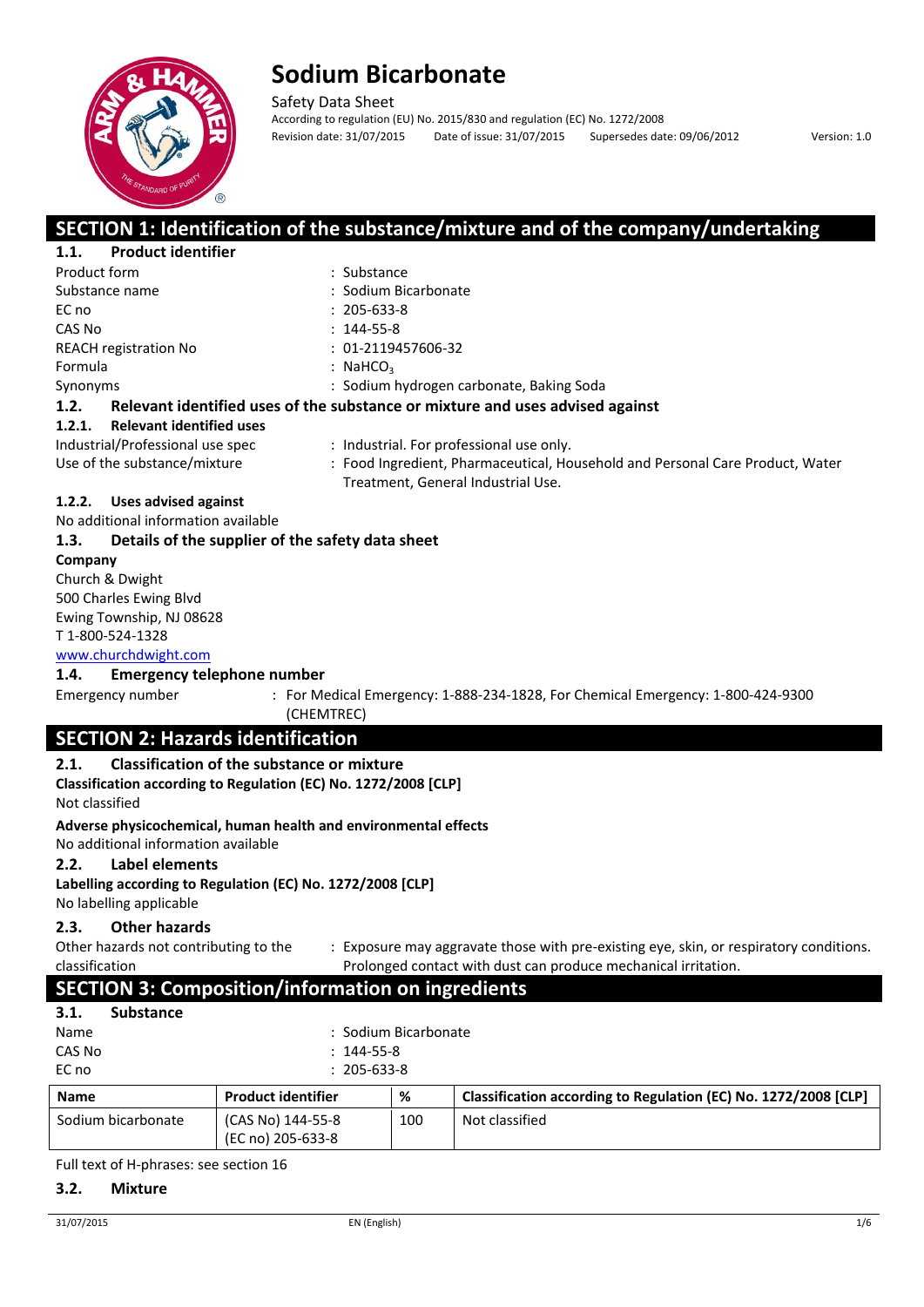# Sodium Bicarbonate

Safety Data Sheet

According to regulation (EU) No. 2015/830 and regulation (EC) No. 1272/2008

Revision date: 31/07/2015 Date of issue: 31/07/2015 Supersedes date: 09/06/2012 Version: 1.0

## SECTION 1: Identification of the substance/mixture and of the company/undertaking

### 1.1. Product identifier

Product form : Substance

Substance name : Sodium Bicarbonate

EC no : 205-633-8

CAS No : 144-55-8

REACH registration No : 01-2119457606-32

Formula : $NaHCO_3$

Synonyms : Sodium hydrogen carbonate, Baking Soda

### 1.2. Relevant identified uses of the substance or mixture and uses advised against

#### 1.2.1. Relevant identified uses

Industrial/Professional use spec : Industrial. For professional use only.

Use of the substance/mixture : Food Ingredient, Pharmaceutical, Household and Personal Care Product, Water Treatment, General Industrial Use.

#### 1.2.2. Uses advised against

No additional information available

### 1.3. Details of the supplier of the safety data sheet

**Company**

Church & Dwight
500 Charles Ewing Blvd
Ewing Township, NJ 08628
T 1-800-524-1328
www.churchdwight.com

### 1.4. Emergency telephone number

Emergency number : For Medical Emergency: 1-888-234-1828, For Chemical Emergency: 1-800-424-9300 (CHEMTREC)

## SECTION 2: Hazards identification

### 2.1. Classification of the substance or mixture

**Classification according to Regulation (EC) No. 1272/2008 [CLP]**

Not classified

**Adverse physicochemical, human health and environmental effects**

No additional information available

### 2.2. Label elements

**Labelling according to Regulation (EC) No. 1272/2008 [CLP]**

No labelling applicable

### 2.3. Other hazards

Other hazards not contributing to the classification : Exposure may aggravate those with pre-existing eye, skin, or respiratory conditions. Prolonged contact with dust can produce mechanical irritation.

## SECTION 3: Composition/information on ingredients

### 3.1. Substance

Name : Sodium Bicarbonate

CAS No : 144-55-8

EC no : 205-633-8

| Name | Product identifier | % | Classification according to Regulation (EC) No. 1272/2008 [CLP] |
|---|---|---|---|
| Sodium bicarbonate | (CAS No) 144-55-8<br>(EC no) 205-633-8 | 100 | Not classified |

Full text of H-phrases: see section 16

### 3.2. Mixture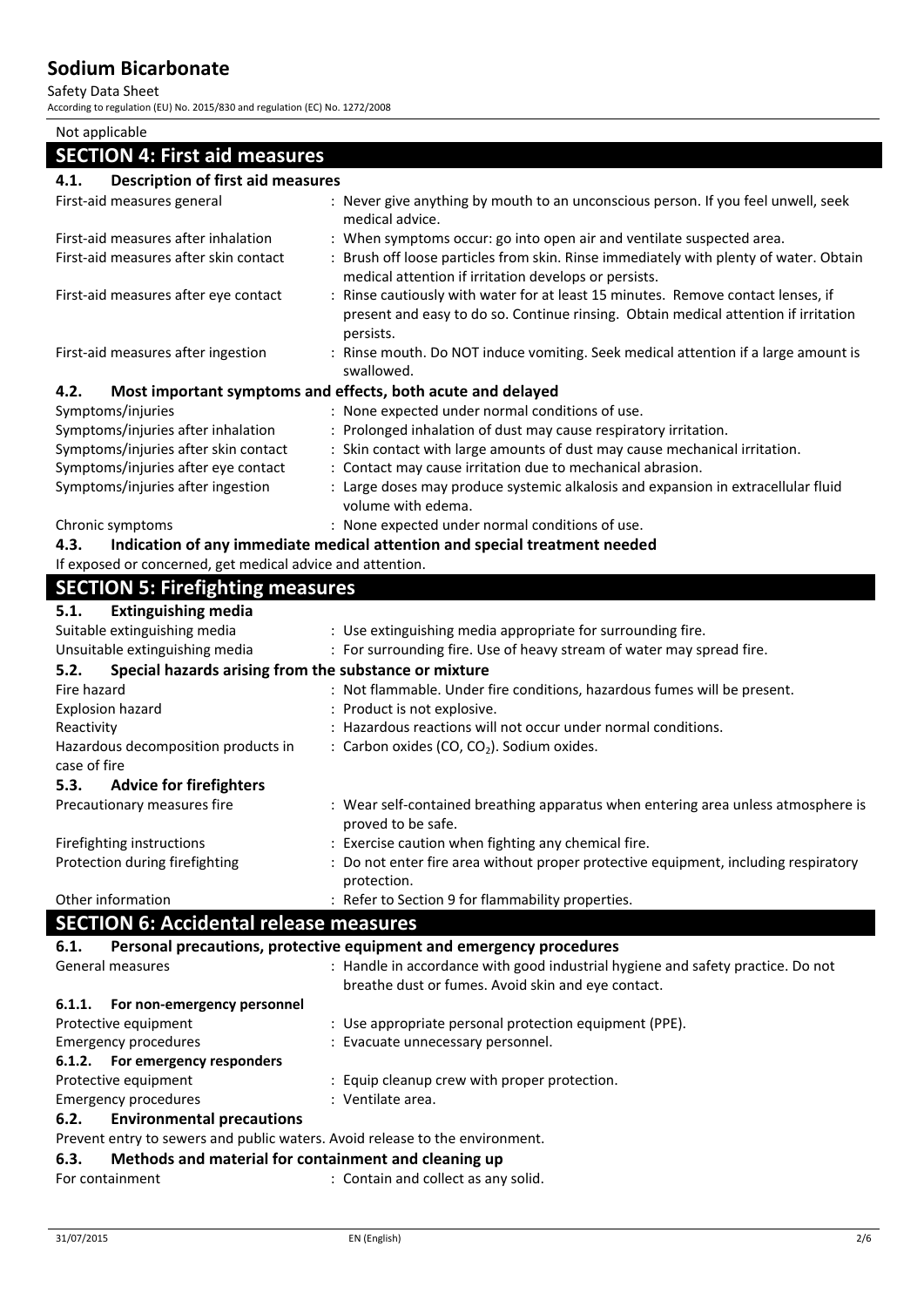Not applicable

## SECTION 4: First aid measures

### 4.1. Description of first aid measures

| | |
|---|---|
| First-aid measures general | : Never give anything by mouth to an unconscious person. If you feel unwell, seek medical advice. |
| First-aid measures after inhalation | : When symptoms occur: go into open air and ventilate suspected area. |
| First-aid measures after skin contact | : Brush off loose particles from skin. Rinse immediately with plenty of water. Obtain medical attention if irritation develops or persists. |
| First-aid measures after eye contact | : Rinse cautiously with water for at least 15 minutes. Remove contact lenses, if present and easy to do so. Continue rinsing. Obtain medical attention if irritation persists. |
| First-aid measures after ingestion | : Rinse mouth. Do NOT induce vomiting. Seek medical attention if a large amount is swallowed. |

### 4.2. Most important symptoms and effects, both acute and delayed

| | |
|---|---|
| Symptoms/injuries | : None expected under normal conditions of use. |
| Symptoms/injuries after inhalation | : Prolonged inhalation of dust may cause respiratory irritation. |
| Symptoms/injuries after skin contact | : Skin contact with large amounts of dust may cause mechanical irritation. |
| Symptoms/injuries after eye contact | : Contact may cause irritation due to mechanical abrasion. |
| Symptoms/injuries after ingestion | : Large doses may produce systemic alkalosis and expansion in extracellular fluid volume with edema. |
| Chronic symptoms | : None expected under normal conditions of use. |

### 4.3. Indication of any immediate medical attention and special treatment needed

If exposed or concerned, get medical advice and attention.

## SECTION 5: Firefighting measures

### 5.1. Extinguishing media

| | |
|---|---|
| Suitable extinguishing media | : Use extinguishing media appropriate for surrounding fire. |
| Unsuitable extinguishing media | : For surrounding fire. Use of heavy stream of water may spread fire. |

### 5.2. Special hazards arising from the substance or mixture

| | |
|---|---|
| Fire hazard | : Not flammable. Under fire conditions, hazardous fumes will be present. |
| Explosion hazard | : Product is not explosive. |
| Reactivity | : Hazardous reactions will not occur under normal conditions. |
| Hazardous decomposition products in case of fire | : Carbon oxides (CO, $CO_2$). Sodium oxides. |

### 5.3. Advice for firefighters

| | |
|---|---|
| Precautionary measures fire | : Wear self-contained breathing apparatus when entering area unless atmosphere is proved to be safe. |
| Firefighting instructions | : Exercise caution when fighting any chemical fire. |
| Protection during firefighting | : Do not enter fire area without proper protective equipment, including respiratory protection. |
| Other information | : Refer to Section 9 for flammability properties. |

## SECTION 6: Accidental release measures

### 6.1. Personal precautions, protective equipment and emergency procedures

| | |
|---|---|
| General measures | : Handle in accordance with good industrial hygiene and safety practice. Do not breathe dust or fumes. Avoid skin and eye contact. |

#### 6.1.1. For non-emergency personnel

| | |
|---|---|
| Protective equipment | : Use appropriate personal protection equipment (PPE). |
| Emergency procedures | : Evacuate unnecessary personnel. |

#### 6.1.2. For emergency responders

| | |
|---|---|
| Protective equipment | : Equip cleanup crew with proper protection. |
| Emergency procedures | : Ventilate area. |

### 6.2. Environmental precautions

Prevent entry to sewers and public waters. Avoid release to the environment.

### 6.3. Methods and material for containment and cleaning up

| | |
|---|---|
| For containment | : Contain and collect as any solid. |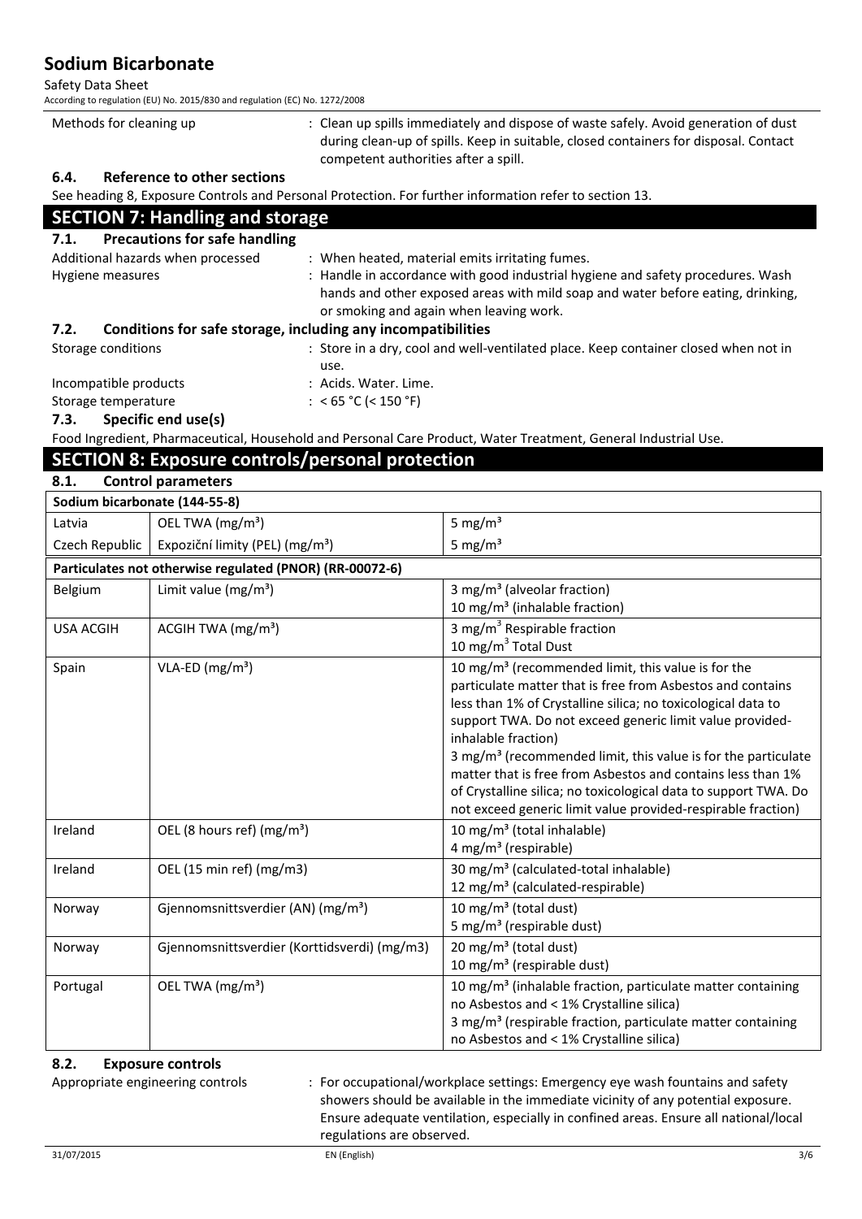| Methods for cleaning up | : Clean up spills immediately and dispose of waste safely. Avoid generation of dust during clean-up of spills. Keep in suitable, closed containers for disposal. Contact competent authorities after a spill. |
|---|---|

### 6.4. Reference to other sections

See heading 8, Exposure Controls and Personal Protection. For further information refer to section 13.

## SECTION 7: Handling and storage

### 7.1. Precautions for safe handling

| | |
|---|---|
| Additional hazards when processed | : When heated, material emits irritating fumes. |
| Hygiene measures | : Handle in accordance with good industrial hygiene and safety procedures. Wash hands and other exposed areas with mild soap and water before eating, drinking, or smoking and again when leaving work. |

### 7.2. Conditions for safe storage, including any incompatibilities

| | |
|---|---|
| Storage conditions | : Store in a dry, cool and well-ventilated place. Keep container closed when not in use. |
| Incompatible products | : Acids. Water. Lime. |
| Storage temperature | : < 65 °C (< 150 °F) |

### 7.3. Specific end use(s)

Food Ingredient, Pharmaceutical, Household and Personal Care Product, Water Treatment, General Industrial Use.

## SECTION 8: Exposure controls/personal protection

### 8.1. Control parameters

| **Sodium bicarbonate (144-55-8)** | | |
|---|---|---|
| Latvia | OEL TWA (mg/m³) | 5 mg/m³ |
| Czech Republic | Expoziční limity (PEL) (mg/m³) | 5 mg/m³ |
| **Particulates not otherwise regulated (PNOR) (RR-00072-6)** | | |
| Belgium | Limit value (mg/m³) | 3 mg/m³ (alveolar fraction)<br>10 mg/m³ (inhalable fraction) |
| USA ACGIH | ACGIH TWA (mg/m³) | 3 mg/m³ Respirable fraction<br>10 mg/m³ Total Dust |
| Spain | VLA-ED (mg/m³) | 10 mg/m³ (recommended limit, this value is for the particulate matter that is free from Asbestos and contains less than 1% of Crystalline silica; no toxicological data to support TWA. Do not exceed generic limit value provided-inhalable fraction)<br>3 mg/m³ (recommended limit, this value is for the particulate matter that is free from Asbestos and contains less than 1% of Crystalline silica; no toxicological data to support TWA. Do not exceed generic limit value provided-respirable fraction) |
| Ireland | OEL (8 hours ref) (mg/m³) | 10 mg/m³ (total inhalable)<br>4 mg/m³ (respirable) |
| Ireland | OEL (15 min ref) (mg/m3) | 30 mg/m³ (calculated-total inhalable)<br>12 mg/m³ (calculated-respirable) |
| Norway | Gjennomsnittsverdier (AN) (mg/m³) | 10 mg/m³ (total dust)<br>5 mg/m³ (respirable dust) |
| Norway | Gjennomsnittsverdier (Korttidsverdi) (mg/m3) | 20 mg/m³ (total dust)<br>10 mg/m³ (respirable dust) |
| Portugal | OEL TWA (mg/m³) | 10 mg/m³ (inhalable fraction, particulate matter containing no Asbestos and < 1% Crystalline silica)<br>3 mg/m³ (respirable fraction, particulate matter containing no Asbestos and < 1% Crystalline silica) |

### 8.2. Exposure controls

| | |
|---|---|
| Appropriate engineering controls | : For occupational/workplace settings: Emergency eye wash fountains and safety showers should be available in the immediate vicinity of any potential exposure. Ensure adequate ventilation, especially in confined areas. Ensure all national/local regulations are observed. |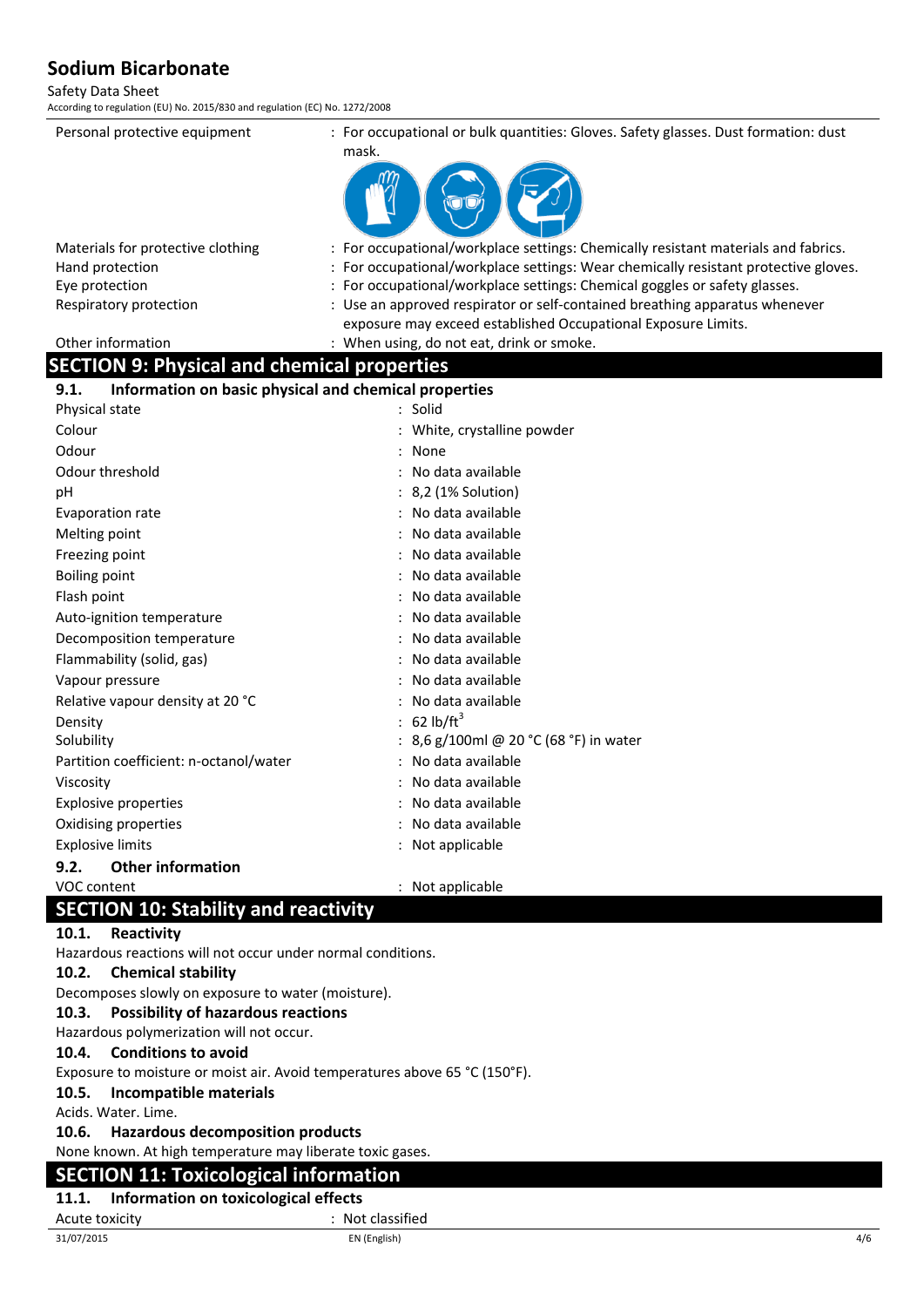| | |
|---|---|
| Personal protective equipment | : For occupational or bulk quantities: Gloves. Safety glasses. Dust formation: dust mask. |
| Materials for protective clothing | : For occupational/workplace settings: Chemically resistant materials and fabrics. |
| Hand protection | : For occupational/workplace settings: Wear chemically resistant protective gloves. |
| Eye protection | : For occupational/workplace settings: Chemical goggles or safety glasses. |
| Respiratory protection | : Use an approved respirator or self-contained breathing apparatus whenever exposure may exceed established Occupational Exposure Limits. |
| Other information | : When using, do not eat, drink or smoke. |

## SECTION 9: Physical and chemical properties

### 9.1. Information on basic physical and chemical properties

| | |
|---|---|
| Physical state | : Solid |
| Colour | : White, crystalline powder |
| Odour | : None |
| Odour threshold | : No data available |
| pH | : 8,2 (1% Solution) |
| Evaporation rate | : No data available |
| Melting point | : No data available |
| Freezing point | : No data available |
| Boiling point | : No data available |
| Flash point | : No data available |
| Auto-ignition temperature | : No data available |
| Decomposition temperature | : No data available |
| Flammability (solid, gas) | : No data available |
| Vapour pressure | : No data available |
| Relative vapour density at 20 °C | : No data available |
| Density | : 62 $lb/ft^3$ |
| Solubility | : 8,6 g/100ml @ 20 °C (68 °F) in water |
| Partition coefficient: n-octanol/water | : No data available |
| Viscosity | : No data available |
| Explosive properties | : No data available |
| Oxidising properties | : No data available |
| Explosive limits | : Not applicable |

### 9.2. Other information

| | |
|---|---|
| VOC content | : Not applicable |

## SECTION 10: Stability and reactivity

### 10.1. Reactivity

Hazardous reactions will not occur under normal conditions.

### 10.2. Chemical stability

Decomposes slowly on exposure to water (moisture).

### 10.3. Possibility of hazardous reactions

Hazardous polymerization will not occur.

### 10.4. Conditions to avoid

Exposure to moisture or moist air. Avoid temperatures above 65 °C (150°F).

### 10.5. Incompatible materials

Acids. Water. Lime.

### 10.6. Hazardous decomposition products

None known. At high temperature may liberate toxic gases.

## SECTION 11: Toxicological information

### 11.1. Information on toxicological effects

| | |
|---|---|
| Acute toxicity | : Not classified |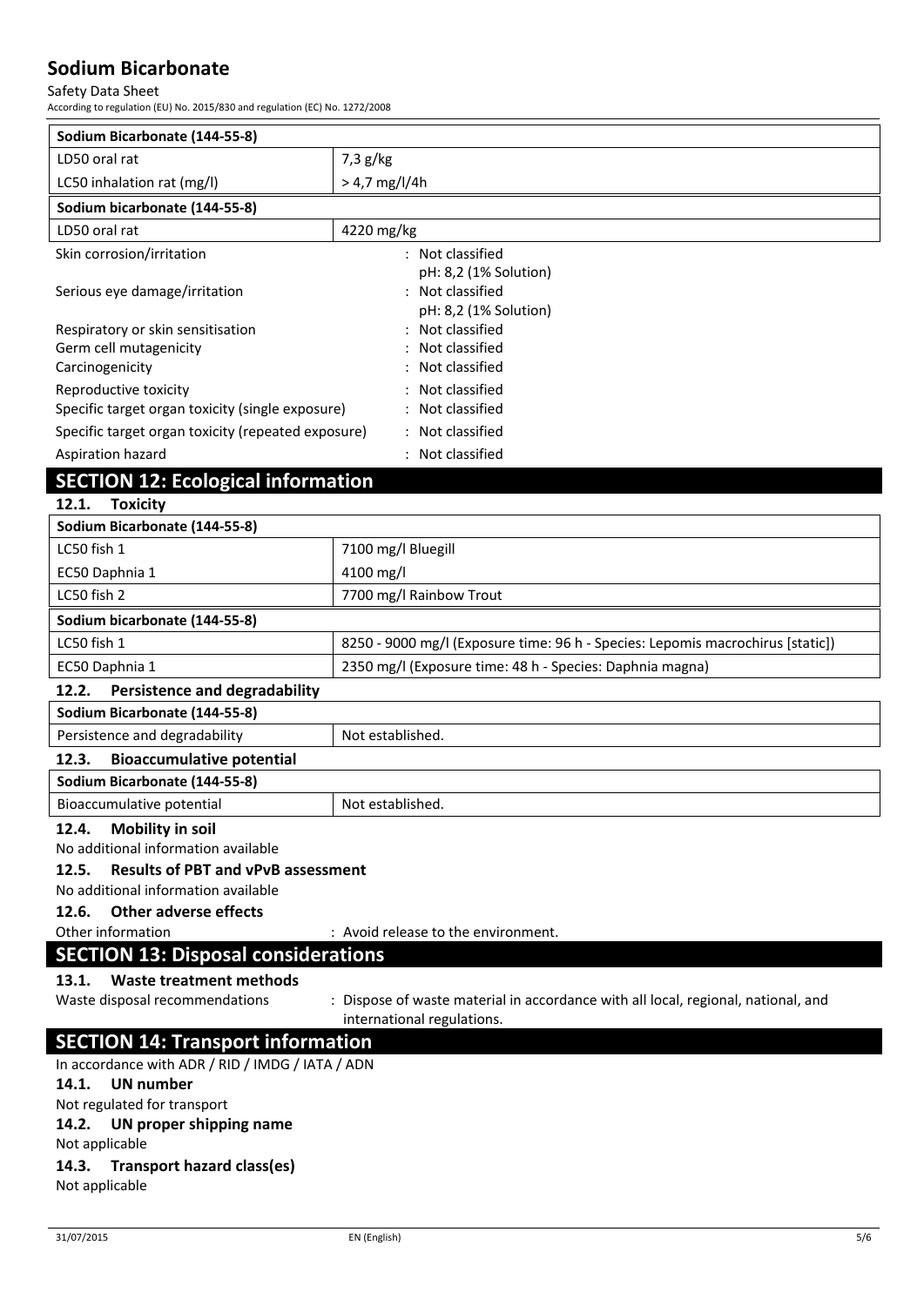| Sodium Bicarbonate (144-55-8) | |
|---|---|
| LD50 oral rat | 7,3 g/kg |
| LC50 inhalation rat (mg/l) | > 4,7 mg/l/4h |
| **Sodium bicarbonate (144-55-8)** | |
| LD50 oral rat | 4220 mg/kg |

Skin corrosion/irritation : Not classified
pH: 8,2 (1% Solution)

Serious eye damage/irritation : Not classified
pH: 8,2 (1% Solution)

Respiratory or skin sensitisation : Not classified

Germ cell mutagenicity : Not classified

Carcinogenicity : Not classified

Reproductive toxicity : Not classified

Specific target organ toxicity (single exposure) : Not classified

Specific target organ toxicity (repeated exposure) : Not classified

Aspiration hazard : Not classified

## SECTION 12: Ecological information

### 12.1. Toxicity

| Sodium Bicarbonate (144-55-8) | |
|---|---|
| LC50 fish 1 | 7100 mg/l Bluegill |
| EC50 Daphnia 1 | 4100 mg/l |
| LC50 fish 2 | 7700 mg/l Rainbow Trout |
| **Sodium bicarbonate (144-55-8)** | |
| LC50 fish 1 | 8250 - 9000 mg/l (Exposure time: 96 h - Species: Lepomis macrochirus [static]) |
| EC50 Daphnia 1 | 2350 mg/l (Exposure time: 48 h - Species: Daphnia magna) |

### 12.2. Persistence and degradability

| Sodium Bicarbonate (144-55-8) | |
|---|---|
| Persistence and degradability | Not established. |

### 12.3. Bioaccumulative potential

| Sodium Bicarbonate (144-55-8) | |
|---|---|
| Bioaccumulative potential | Not established. |

### 12.4. Mobility in soil

No additional information available

### 12.5. Results of PBT and vPvB assessment

No additional information available

### 12.6. Other adverse effects

Other information : Avoid release to the environment.

## SECTION 13: Disposal considerations

### 13.1. Waste treatment methods

Waste disposal recommendations : Dispose of waste material in accordance with all local, regional, national, and international regulations.

## SECTION 14: Transport information

In accordance with ADR / RID / IMDG / IATA / ADN

### 14.1. UN number

Not regulated for transport

### 14.2. UN proper shipping name

Not applicable

### 14.3. Transport hazard class(es)

Not applicable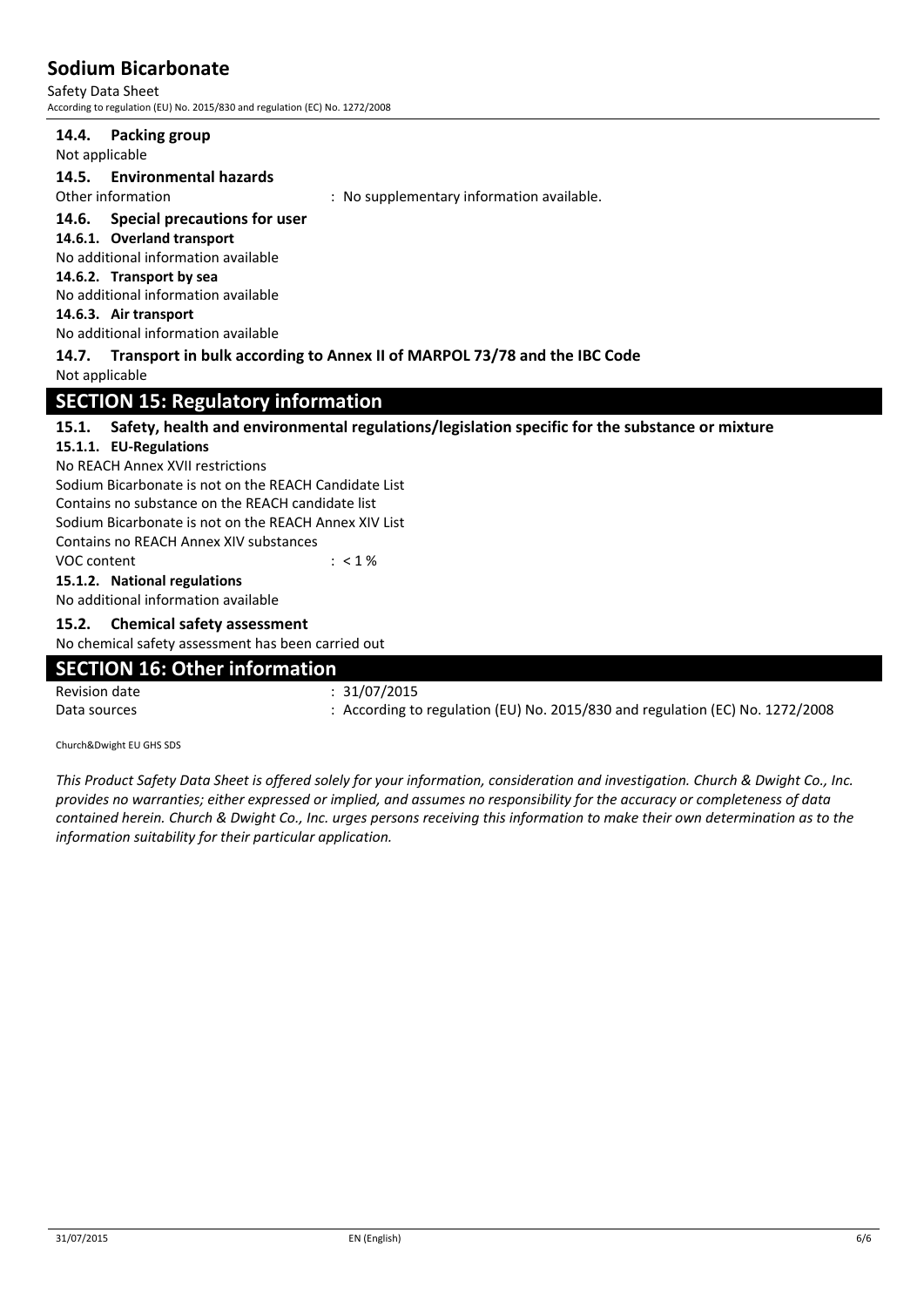### 14.4. Packing group

Not applicable

### 14.5. Environmental hazards

Other information : No supplementary information available.

### 14.6. Special precautions for user

**14.6.1. Overland transport**

No additional information available

**14.6.2. Transport by sea**

No additional information available

**14.6.3. Air transport**

No additional information available

### 14.7. Transport in bulk according to Annex II of MARPOL 73/78 and the IBC Code

Not applicable

## SECTION 15: Regulatory information

### 15.1. Safety, health and environmental regulations/legislation specific for the substance or mixture

**15.1.1. EU-Regulations**

No REACH Annex XVII restrictions
Sodium Bicarbonate is not on the REACH Candidate List
Contains no substance on the REACH candidate list
Sodium Bicarbonate is not on the REACH Annex XIV List
Contains no REACH Annex XIV substances
VOC content : < 1 %

**15.1.2. National regulations**

No additional information available

### 15.2. Chemical safety assessment

No chemical safety assessment has been carried out

## SECTION 16: Other information

Revision date : 31/07/2015
Data sources : According to regulation (EU) No. 2015/830 and regulation (EC) No. 1272/2008

Church&Dwight EU GHS SDS

*This Product Safety Data Sheet is offered solely for your information, consideration and investigation. Church & Dwight Co., Inc. provides no warranties; either expressed or implied, and assumes no responsibility for the accuracy or completeness of data contained herein. Church & Dwight Co., Inc. urges persons receiving this information to make their own determination as to the information suitability for their particular application.*